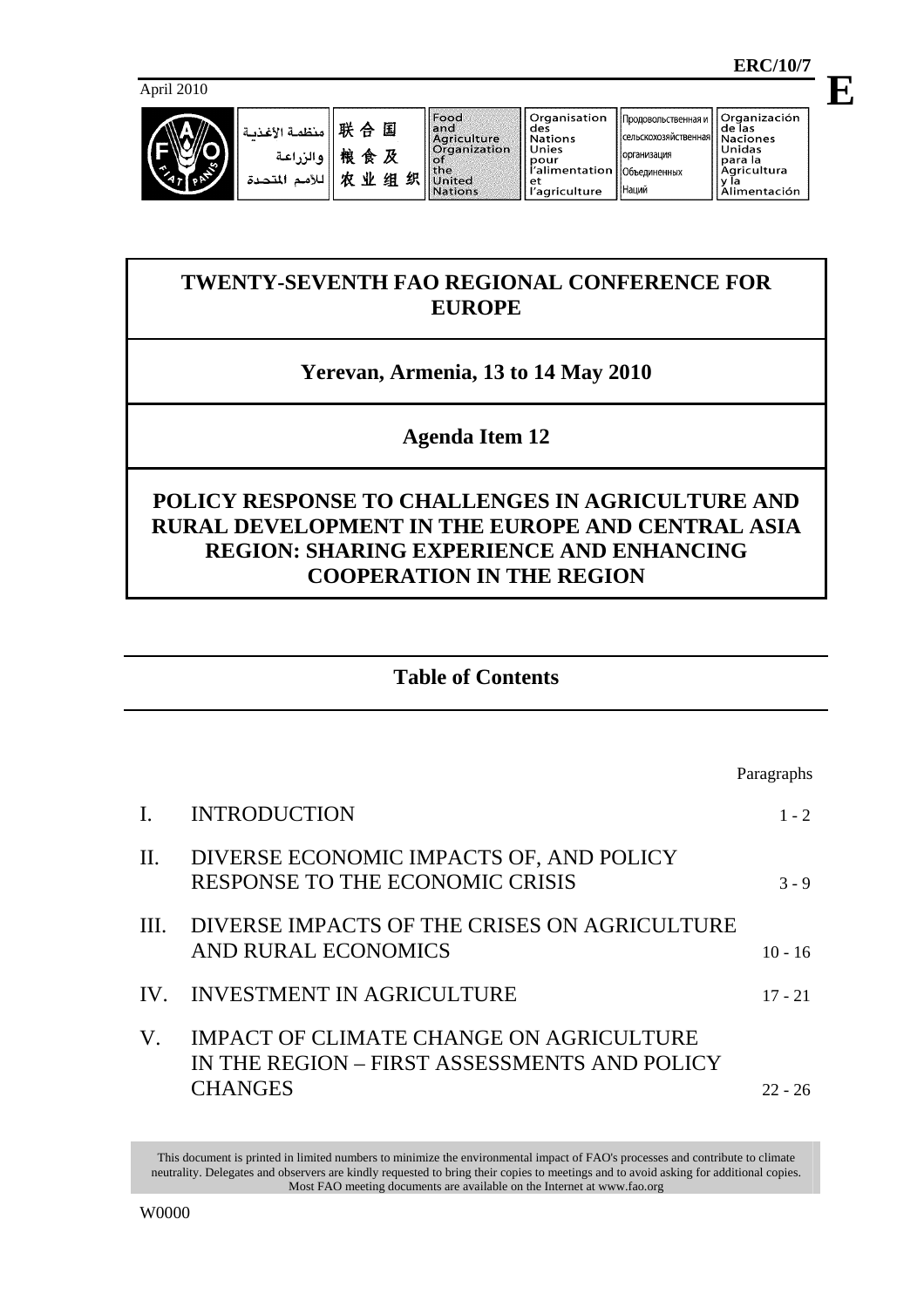ERC/10/7

April 2010

**E**

منظمة الأغذية والزراعة للأمم المتحدة | 联合国粮食及农业组织 | Food and Agriculture Organization of the United Nations | Organisation des Nations Unies pour l'alimentation et l'agriculture | Продовольственная и сельскохозяйственная организация Объединенных Наций | Organización de las Naciones Unidas para la Agricultura y la Alimentación

# TWENTY-SEVENTH FAO REGIONAL CONFERENCE FOR EUROPE

## Yerevan, Armenia, 13 to 14 May 2010

## Agenda Item 12

# POLICY RESPONSE TO CHALLENGES IN AGRICULTURE AND RURAL DEVELOPMENT IN THE EUROPE AND CENTRAL ASIA REGION: SHARING EXPERIENCE AND ENHANCING COOPERATION IN THE REGION

## Table of Contents

| | | Paragraphs |
|---|---|---|
| I. | INTRODUCTION | 1 - 2 |
| II. | DIVERSE ECONOMIC IMPACTS OF, AND POLICY RESPONSE TO THE ECONOMIC CRISIS | 3 - 9 |
| III. | DIVERSE IMPACTS OF THE CRISES ON AGRICULTURE AND RURAL ECONOMICS | 10 - 16 |
| IV. | INVESTMENT IN AGRICULTURE | 17 - 21 |
| V. | IMPACT OF CLIMATE CHANGE ON AGRICULTURE IN THE REGION – FIRST ASSESSMENTS AND POLICY CHANGES | 22 - 26 |

This document is printed in limited numbers to minimize the environmental impact of FAO's processes and contribute to climate neutrality. Delegates and observers are kindly requested to bring their copies to meetings and to avoid asking for additional copies. Most FAO meeting documents are available on the Internet at www.fao.org

W0000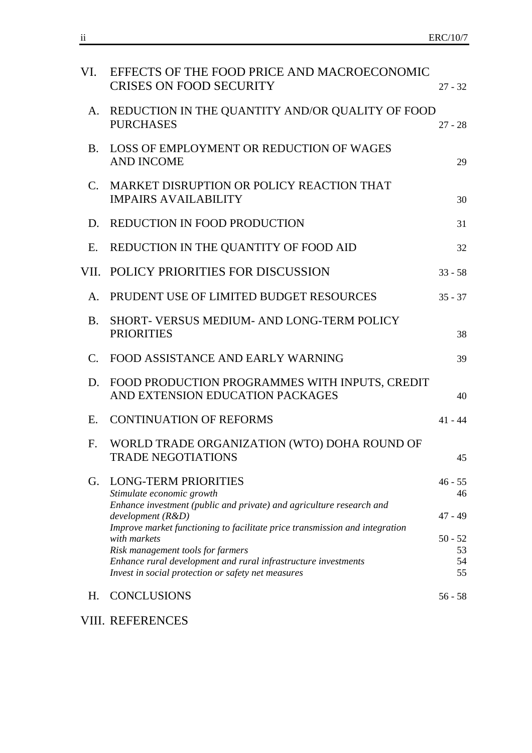| | | |
|---|---|---|
| VI. | EFFECTS OF THE FOOD PRICE AND MACROECONOMIC CRISES ON FOOD SECURITY | 27 - 32 |
| A. | REDUCTION IN THE QUANTITY AND/OR QUALITY OF FOOD PURCHASES | 27 - 28 |
| B. | LOSS OF EMPLOYMENT OR REDUCTION OF WAGES AND INCOME | 29 |
| C. | MARKET DISRUPTION OR POLICY REACTION THAT IMPAIRS AVAILABILITY | 30 |
| D. | REDUCTION IN FOOD PRODUCTION | 31 |
| E. | REDUCTION IN THE QUANTITY OF FOOD AID | 32 |
| VII. | POLICY PRIORITIES FOR DISCUSSION | 33 - 58 |
| A. | PRUDENT USE OF LIMITED BUDGET RESOURCES | 35 - 37 |
| B. | SHORT- VERSUS MEDIUM- AND LONG-TERM POLICY PRIORITIES | 38 |
| C. | FOOD ASSISTANCE AND EARLY WARNING | 39 |
| D. | FOOD PRODUCTION PROGRAMMES WITH INPUTS, CREDIT AND EXTENSION EDUCATION PACKAGES | 40 |
| E. | CONTINUATION OF REFORMS | 41 - 44 |
| F. | WORLD TRADE ORGANIZATION (WTO) DOHA ROUND OF TRADE NEGOTIATIONS | 45 |
| G. | LONG-TERM PRIORITIES | 46 - 55 |
| | *Stimulate economic growth* | 46 |
| | *Enhance investment (public and private) and agriculture research and development (R&D)* | 47 - 49 |
| | *Improve market functioning to facilitate price transmission and integration with markets* | 50 - 52 |
| | *Risk management tools for farmers* | 53 |
| | *Enhance rural development and rural infrastructure investments* | 54 |
| | *Invest in social protection or safety net measures* | 55 |
| H. | CONCLUSIONS | 56 - 58 |
| VIII. | REFERENCES | |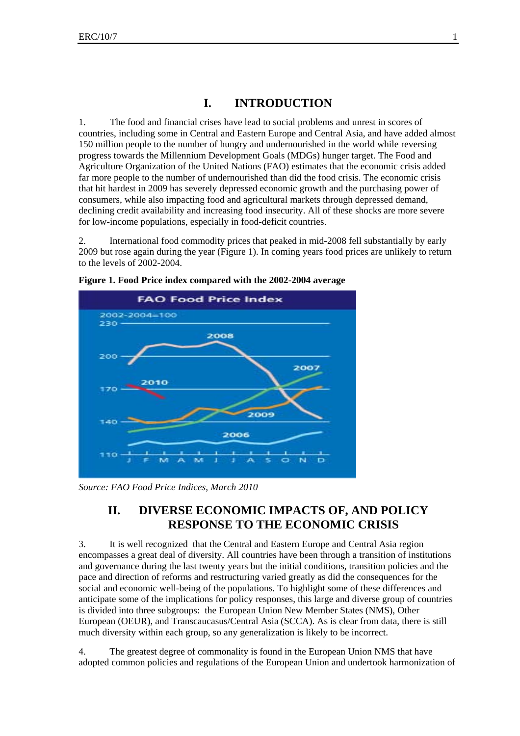# I. INTRODUCTION

1. The food and financial crises have lead to social problems and unrest in scores of countries, including some in Central and Eastern Europe and Central Asia, and have added almost 150 million people to the number of hungry and undernourished in the world while reversing progress towards the Millennium Development Goals (MDGs) hunger target. The Food and Agriculture Organization of the United Nations (FAO) estimates that the economic crisis added far more people to the number of undernourished than did the food crisis. The economic crisis that hit hardest in 2009 has severely depressed economic growth and the purchasing power of consumers, while also impacting food and agricultural markets through depressed demand, declining credit availability and increasing food insecurity. All of these shocks are more severe for low-income populations, especially in food-deficit countries.

2. International food commodity prices that peaked in mid-2008 fell substantially by early 2009 but rose again during the year (Figure 1). In coming years food prices are unlikely to return to the levels of 2002-2004.

**Figure 1. Food Price index compared with the 2002-2004 average**

*Source: FAO Food Price Indices, March 2010*

# II. DIVERSE ECONOMIC IMPACTS OF, AND POLICY RESPONSE TO THE ECONOMIC CRISIS

3. It is well recognized that the Central and Eastern Europe and Central Asia region encompasses a great deal of diversity. All countries have been through a transition of institutions and governance during the last twenty years but the initial conditions, transition policies and the pace and direction of reforms and restructuring varied greatly as did the consequences for the social and economic well-being of the populations. To highlight some of these differences and anticipate some of the implications for policy responses, this large and diverse group of countries is divided into three subgroups: the European Union New Member States (NMS), Other European (OEUR), and Transcaucasus/Central Asia (SCCA). As is clear from data, there is still much diversity within each group, so any generalization is likely to be incorrect.

4. The greatest degree of commonality is found in the European Union NMS that have adopted common policies and regulations of the European Union and undertook harmonization of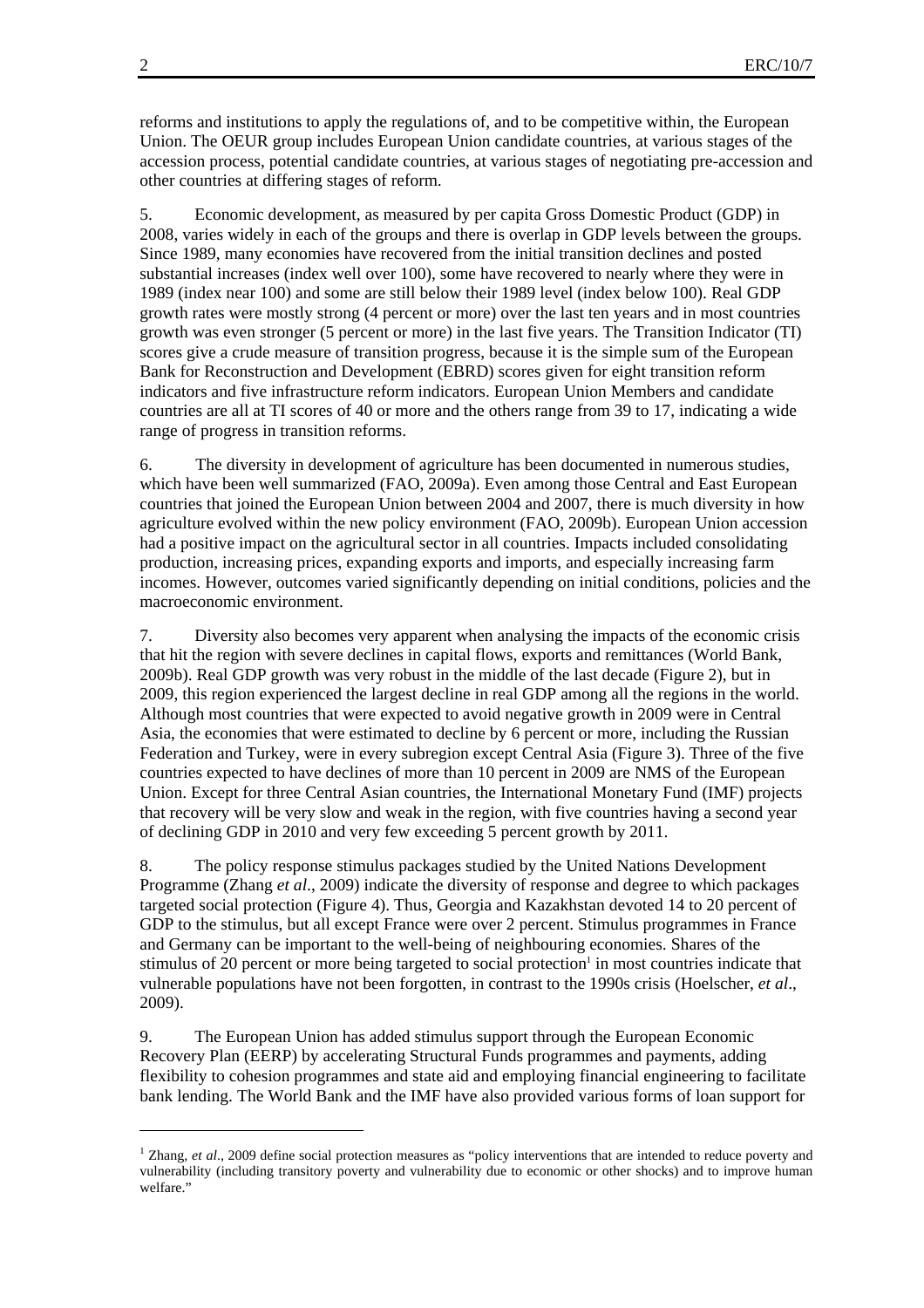reforms and institutions to apply the regulations of, and to be competitive within, the European Union. The OEUR group includes European Union candidate countries, at various stages of the accession process, potential candidate countries, at various stages of negotiating pre-accession and other countries at differing stages of reform.

5. Economic development, as measured by per capita Gross Domestic Product (GDP) in 2008, varies widely in each of the groups and there is overlap in GDP levels between the groups. Since 1989, many economies have recovered from the initial transition declines and posted substantial increases (index well over 100), some have recovered to nearly where they were in 1989 (index near 100) and some are still below their 1989 level (index below 100). Real GDP growth rates were mostly strong (4 percent or more) over the last ten years and in most countries growth was even stronger (5 percent or more) in the last five years. The Transition Indicator (TI) scores give a crude measure of transition progress, because it is the simple sum of the European Bank for Reconstruction and Development (EBRD) scores given for eight transition reform indicators and five infrastructure reform indicators. European Union Members and candidate countries are all at TI scores of 40 or more and the others range from 39 to 17, indicating a wide range of progress in transition reforms.

6. The diversity in development of agriculture has been documented in numerous studies, which have been well summarized (FAO, 2009a). Even among those Central and East European countries that joined the European Union between 2004 and 2007, there is much diversity in how agriculture evolved within the new policy environment (FAO, 2009b). European Union accession had a positive impact on the agricultural sector in all countries. Impacts included consolidating production, increasing prices, expanding exports and imports, and especially increasing farm incomes. However, outcomes varied significantly depending on initial conditions, policies and the macroeconomic environment.

7. Diversity also becomes very apparent when analysing the impacts of the economic crisis that hit the region with severe declines in capital flows, exports and remittances (World Bank, 2009b). Real GDP growth was very robust in the middle of the last decade (Figure 2), but in 2009, this region experienced the largest decline in real GDP among all the regions in the world. Although most countries that were expected to avoid negative growth in 2009 were in Central Asia, the economies that were estimated to decline by 6 percent or more, including the Russian Federation and Turkey, were in every subregion except Central Asia (Figure 3). Three of the five countries expected to have declines of more than 10 percent in 2009 are NMS of the European Union. Except for three Central Asian countries, the International Monetary Fund (IMF) projects that recovery will be very slow and weak in the region, with five countries having a second year of declining GDP in 2010 and very few exceeding 5 percent growth by 2011.

8. The policy response stimulus packages studied by the United Nations Development Programme (Zhang *et al*., 2009) indicate the diversity of response and degree to which packages targeted social protection (Figure 4). Thus, Georgia and Kazakhstan devoted 14 to 20 percent of GDP to the stimulus, but all except France were over 2 percent. Stimulus programmes in France and Germany can be important to the well-being of neighbouring economies. Shares of the stimulus of 20 percent or more being targeted to social protection[1] in most countries indicate that vulnerable populations have not been forgotten, in contrast to the 1990s crisis (Hoelscher, *et al*., 2009).

9. The European Union has added stimulus support through the European Economic Recovery Plan (EERP) by accelerating Structural Funds programmes and payments, adding flexibility to cohesion programmes and state aid and employing financial engineering to facilitate bank lending. The World Bank and the IMF have also provided various forms of loan support for

[1] Zhang, *et al*., 2009 define social protection measures as "policy interventions that are intended to reduce poverty and vulnerability (including transitory poverty and vulnerability due to economic or other shocks) and to improve human welfare."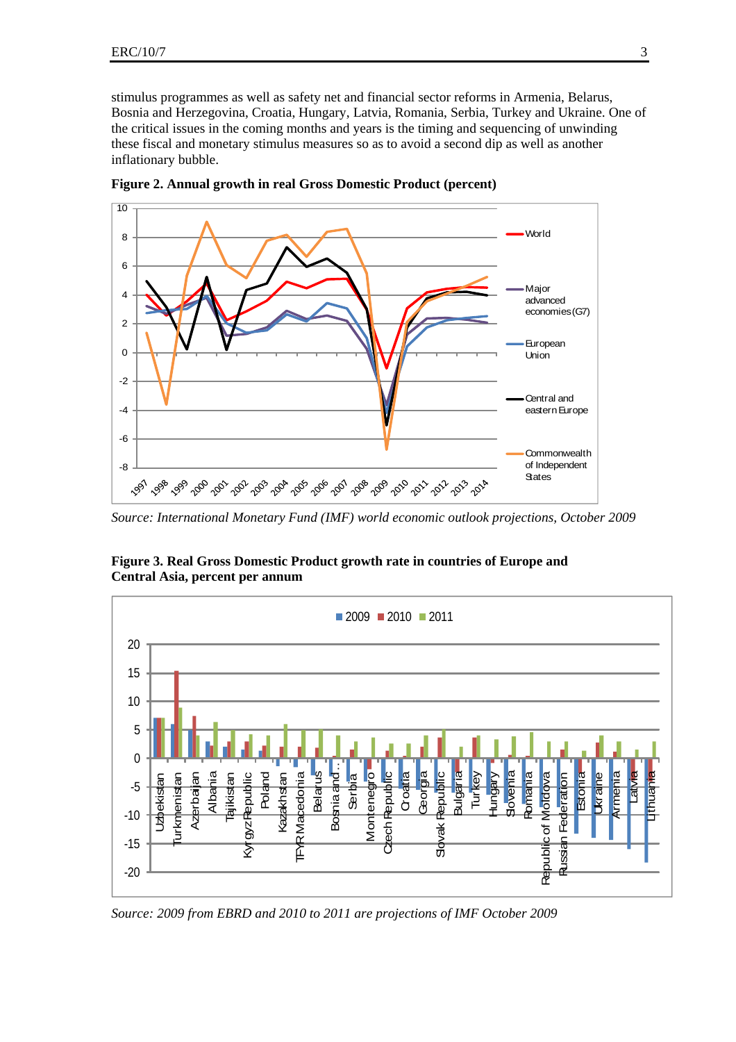stimulus programmes as well as safety net and financial sector reforms in Armenia, Belarus, Bosnia and Herzegovina, Croatia, Hungary, Latvia, Romania, Serbia, Turkey and Ukraine. One of the critical issues in the coming months and years is the timing and sequencing of unwinding these fiscal and monetary stimulus measures so as to avoid a second dip as well as another inflationary bubble.

**Figure 2. Annual growth in real Gross Domestic Product (percent)**

*Source: International Monetary Fund (IMF) world economic outlook projections, October 2009*

**Figure 3. Real Gross Domestic Product growth rate in countries of Europe and Central Asia, percent per annum**

*Source: 2009 from EBRD and 2010 to 2011 are projections of IMF October 2009*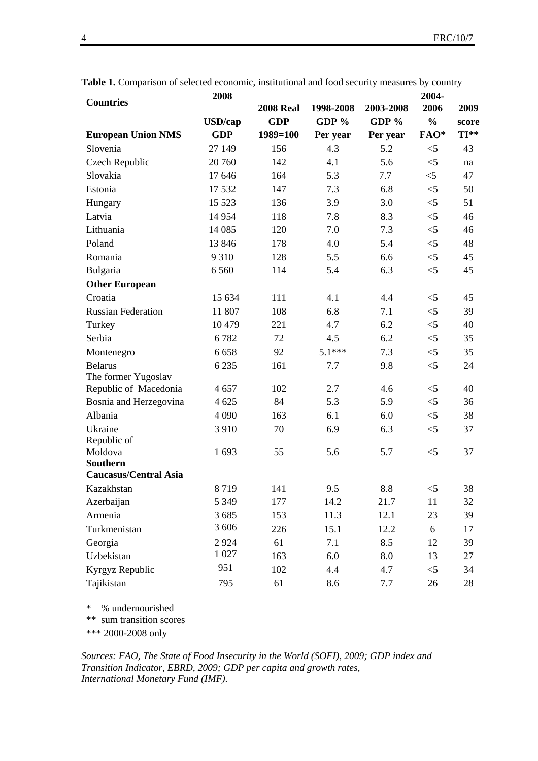**Table 1.** Comparison of selected economic, institutional and food security measures by country

| Countries | 2008 USD/cap GDP | 2008 Real GDP 1989=100 | 1998-2008 GDP % Per year | 2003-2008 GDP % Per year | 2004-2006 % FAO* | 2009 score TI** |
|---|---|---|---|---|---|---|
| **European Union NMS** | | | | | | |
| Slovenia | 27 149 | 156 | 4.3 | 5.2 | <5 | 43 |
| Czech Republic | 20 760 | 142 | 4.1 | 5.6 | <5 | na |
| Slovakia | 17 646 | 164 | 5.3 | 7.7 | <5 | 47 |
| Estonia | 17 532 | 147 | 7.3 | 6.8 | <5 | 50 |
| Hungary | 15 523 | 136 | 3.9 | 3.0 | <5 | 51 |
| Latvia | 14 954 | 118 | 7.8 | 8.3 | <5 | 46 |
| Lithuania | 14 085 | 120 | 7.0 | 7.3 | <5 | 46 |
| Poland | 13 846 | 178 | 4.0 | 5.4 | <5 | 48 |
| Romania | 9 310 | 128 | 5.5 | 6.6 | <5 | 45 |
| Bulgaria | 6 560 | 114 | 5.4 | 6.3 | <5 | 45 |
| **Other European** | | | | | | |
| Croatia | 15 634 | 111 | 4.1 | 4.4 | <5 | 45 |
| Russian Federation | 11 807 | 108 | 6.8 | 7.1 | <5 | 39 |
| Turkey | 10 479 | 221 | 4.7 | 6.2 | <5 | 40 |
| Serbia | 6 782 | 72 | 4.5 | 6.2 | <5 | 35 |
| Montenegro | 6 658 | 92 | 5.1*** | 7.3 | <5 | 35 |
| Belarus | 6 235 | 161 | 7.7 | 9.8 | <5 | 24 |
| The former Yugoslav Republic of Macedonia | 4 657 | 102 | 2.7 | 4.6 | <5 | 40 |
| Bosnia and Herzegovina | 4 625 | 84 | 5.3 | 5.9 | <5 | 36 |
| Albania | 4 090 | 163 | 6.1 | 6.0 | <5 | 38 |
| Ukraine | 3 910 | 70 | 6.9 | 6.3 | <5 | 37 |
| Republic of Moldova | 1 693 | 55 | 5.6 | 5.7 | <5 | 37 |
| **Southern Caucasus/Central Asia** | | | | | | |
| Kazakhstan | 8 719 | 141 | 9.5 | 8.8 | <5 | 38 |
| Azerbaijan | 5 349 | 177 | 14.2 | 21.7 | 11 | 32 |
| Armenia | 3 685 | 153 | 11.3 | 12.1 | 23 | 39 |
| Turkmenistan | 3 606 | 226 | 15.1 | 12.2 | 6 | 17 |
| Georgia | 2 924 | 61 | 7.1 | 8.5 | 12 | 39 |
| Uzbekistan | 1 027 | 163 | 6.0 | 8.0 | 13 | 27 |
| Kyrgyz Republic | 951 | 102 | 4.4 | 4.7 | <5 | 34 |
| Tajikistan | 795 | 61 | 8.6 | 7.7 | 26 | 28 |

\* % undernourished
** sum transition scores
*** 2000-2008 only

*Sources: FAO, The State of Food Insecurity in the World (SOFI), 2009; GDP index and Transition Indicator, EBRD, 2009; GDP per capita and growth rates, International Monetary Fund (IMF).*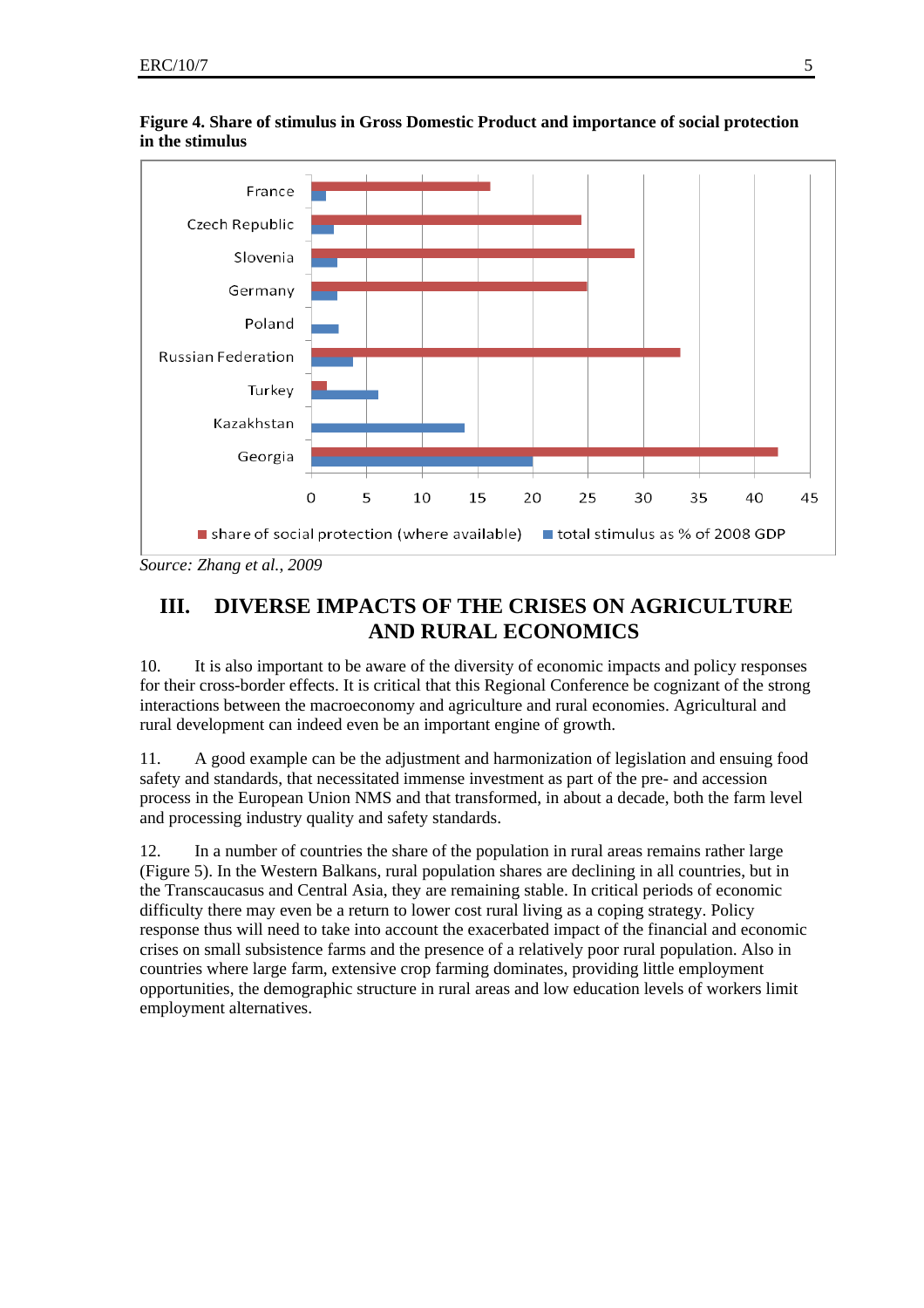**Figure 4. Share of stimulus in Gross Domestic Product and importance of social protection in the stimulus**

*Source: Zhang et al., 2009*

## III. DIVERSE IMPACTS OF THE CRISES ON AGRICULTURE AND RURAL ECONOMICS

10. It is also important to be aware of the diversity of economic impacts and policy responses for their cross-border effects. It is critical that this Regional Conference be cognizant of the strong interactions between the macroeconomy and agriculture and rural economies. Agricultural and rural development can indeed even be an important engine of growth.

11. A good example can be the adjustment and harmonization of legislation and ensuing food safety and standards, that necessitated immense investment as part of the pre- and accession process in the European Union NMS and that transformed, in about a decade, both the farm level and processing industry quality and safety standards.

12. In a number of countries the share of the population in rural areas remains rather large (Figure 5). In the Western Balkans, rural population shares are declining in all countries, but in the Transcaucasus and Central Asia, they are remaining stable. In critical periods of economic difficulty there may even be a return to lower cost rural living as a coping strategy. Policy response thus will need to take into account the exacerbated impact of the financial and economic crises on small subsistence farms and the presence of a relatively poor rural population. Also in countries where large farm, extensive crop farming dominates, providing little employment opportunities, the demographic structure in rural areas and low education levels of workers limit employment alternatives.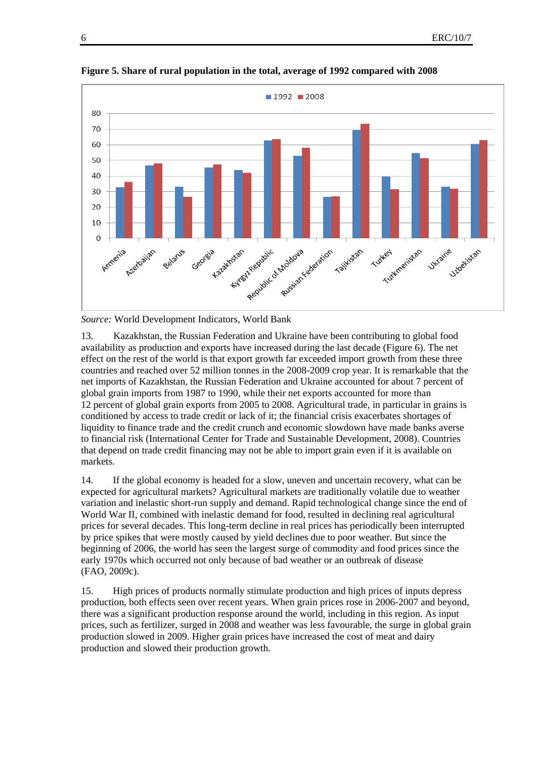**Figure 5. Share of rural population in the total, average of 1992 compared with 2008**

*Source:* World Development Indicators, World Bank

13. Kazakhstan, the Russian Federation and Ukraine have been contributing to global food availability as production and exports have increased during the last decade (Figure 6). The net effect on the rest of the world is that export growth far exceeded import growth from these three countries and reached over 52 million tonnes in the 2008-2009 crop year. It is remarkable that the net imports of Kazakhstan, the Russian Federation and Ukraine accounted for about 7 percent of global grain imports from 1987 to 1990, while their net exports accounted for more than 12 percent of global grain exports from 2005 to 2008. Agricultural trade, in particular in grains is conditioned by access to trade credit or lack of it; the financial crisis exacerbates shortages of liquidity to finance trade and the credit crunch and economic slowdown have made banks averse to financial risk (International Center for Trade and Sustainable Development, 2008). Countries that depend on trade credit financing may not be able to import grain even if it is available on markets.

14. If the global economy is headed for a slow, uneven and uncertain recovery, what can be expected for agricultural markets? Agricultural markets are traditionally volatile due to weather variation and inelastic short-run supply and demand. Rapid technological change since the end of World War II, combined with inelastic demand for food, resulted in declining real agricultural prices for several decades. This long-term decline in real prices has periodically been interrupted by price spikes that were mostly caused by yield declines due to poor weather. But since the beginning of 2006, the world has seen the largest surge of commodity and food prices since the early 1970s which occurred not only because of bad weather or an outbreak of disease (FAO, 2009c).

15. High prices of products normally stimulate production and high prices of inputs depress production, both effects seen over recent years. When grain prices rose in 2006-2007 and beyond, there was a significant production response around the world, including in this region. As input prices, such as fertilizer, surged in 2008 and weather was less favourable, the surge in global grain production slowed in 2009. Higher grain prices have increased the cost of meat and dairy production and slowed their production growth.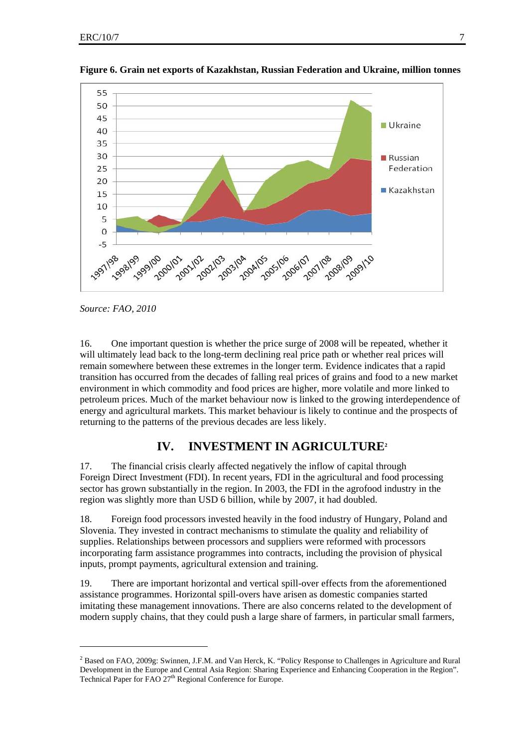**Figure 6. Grain net exports of Kazakhstan, Russian Federation and Ukraine, million tonnes**

*Source: FAO, 2010*

16. One important question is whether the price surge of 2008 will be repeated, whether it will ultimately lead back to the long-term declining real price path or whether real prices will remain somewhere between these extremes in the longer term. Evidence indicates that a rapid transition has occurred from the decades of falling real prices of grains and food to a new market environment in which commodity and food prices are higher, more volatile and more linked to petroleum prices. Much of the market behaviour now is linked to the growing interdependence of energy and agricultural markets. This market behaviour is likely to continue and the prospects of returning to the patterns of the previous decades are less likely.

## IV. INVESTMENT IN AGRICULTURE[2]

17. The financial crisis clearly affected negatively the inflow of capital through Foreign Direct Investment (FDI). In recent years, FDI in the agricultural and food processing sector has grown substantially in the region. In 2003, the FDI in the agrofood industry in the region was slightly more than USD 6 billion, while by 2007, it had doubled.

18. Foreign food processors invested heavily in the food industry of Hungary, Poland and Slovenia. They invested in contract mechanisms to stimulate the quality and reliability of supplies. Relationships between processors and suppliers were reformed with processors incorporating farm assistance programmes into contracts, including the provision of physical inputs, prompt payments, agricultural extension and training.

19. There are important horizontal and vertical spill-over effects from the aforementioned assistance programmes. Horizontal spill-overs have arisen as domestic companies started imitating these management innovations. There are also concerns related to the development of modern supply chains, that they could push a large share of farmers, in particular small farmers,

---

[2] Based on FAO, 2009g: Swinnen, J.F.M. and Van Herck, K. "Policy Response to Challenges in Agriculture and Rural Development in the Europe and Central Asia Region: Sharing Experience and Enhancing Cooperation in the Region". Technical Paper for FAO 27th Regional Conference for Europe.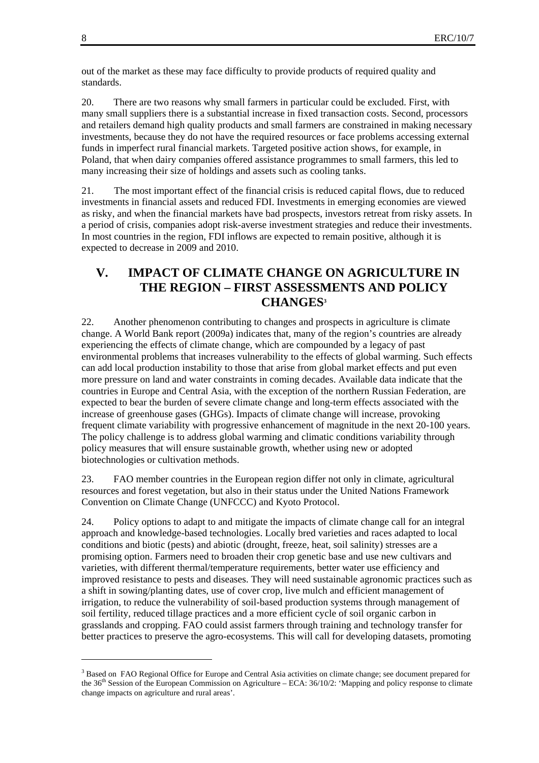out of the market as these may face difficulty to provide products of required quality and standards.

20. There are two reasons why small farmers in particular could be excluded. First, with many small suppliers there is a substantial increase in fixed transaction costs. Second, processors and retailers demand high quality products and small farmers are constrained in making necessary investments, because they do not have the required resources or face problems accessing external funds in imperfect rural financial markets. Targeted positive action shows, for example, in Poland, that when dairy companies offered assistance programmes to small farmers, this led to many increasing their size of holdings and assets such as cooling tanks.

21. The most important effect of the financial crisis is reduced capital flows, due to reduced investments in financial assets and reduced FDI. Investments in emerging economies are viewed as risky, and when the financial markets have bad prospects, investors retreat from risky assets. In a period of crisis, companies adopt risk-averse investment strategies and reduce their investments. In most countries in the region, FDI inflows are expected to remain positive, although it is expected to decrease in 2009 and 2010.

## V. IMPACT OF CLIMATE CHANGE ON AGRICULTURE IN THE REGION – FIRST ASSESSMENTS AND POLICY CHANGES[3]

22. Another phenomenon contributing to changes and prospects in agriculture is climate change. A World Bank report (2009a) indicates that, many of the region's countries are already experiencing the effects of climate change, which are compounded by a legacy of past environmental problems that increases vulnerability to the effects of global warming. Such effects can add local production instability to those that arise from global market effects and put even more pressure on land and water constraints in coming decades. Available data indicate that the countries in Europe and Central Asia, with the exception of the northern Russian Federation, are expected to bear the burden of severe climate change and long-term effects associated with the increase of greenhouse gases (GHGs). Impacts of climate change will increase, provoking frequent climate variability with progressive enhancement of magnitude in the next 20-100 years. The policy challenge is to address global warming and climatic conditions variability through policy measures that will ensure sustainable growth, whether using new or adopted biotechnologies or cultivation methods.

23. FAO member countries in the European region differ not only in climate, agricultural resources and forest vegetation, but also in their status under the United Nations Framework Convention on Climate Change (UNFCCC) and Kyoto Protocol.

24. Policy options to adapt to and mitigate the impacts of climate change call for an integral approach and knowledge-based technologies. Locally bred varieties and races adapted to local conditions and biotic (pests) and abiotic (drought, freeze, heat, soil salinity) stresses are a promising option. Farmers need to broaden their crop genetic base and use new cultivars and varieties, with different thermal/temperature requirements, better water use efficiency and improved resistance to pests and diseases. They will need sustainable agronomic practices such as a shift in sowing/planting dates, use of cover crop, live mulch and efficient management of irrigation, to reduce the vulnerability of soil-based production systems through management of soil fertility, reduced tillage practices and a more efficient cycle of soil organic carbon in grasslands and cropping. FAO could assist farmers through training and technology transfer for better practices to preserve the agro-ecosystems. This will call for developing datasets, promoting

---

[3] Based on FAO Regional Office for Europe and Central Asia activities on climate change; see document prepared for the 36th Session of the European Commission on Agriculture – ECA: 36/10/2: 'Mapping and policy response to climate change impacts on agriculture and rural areas'.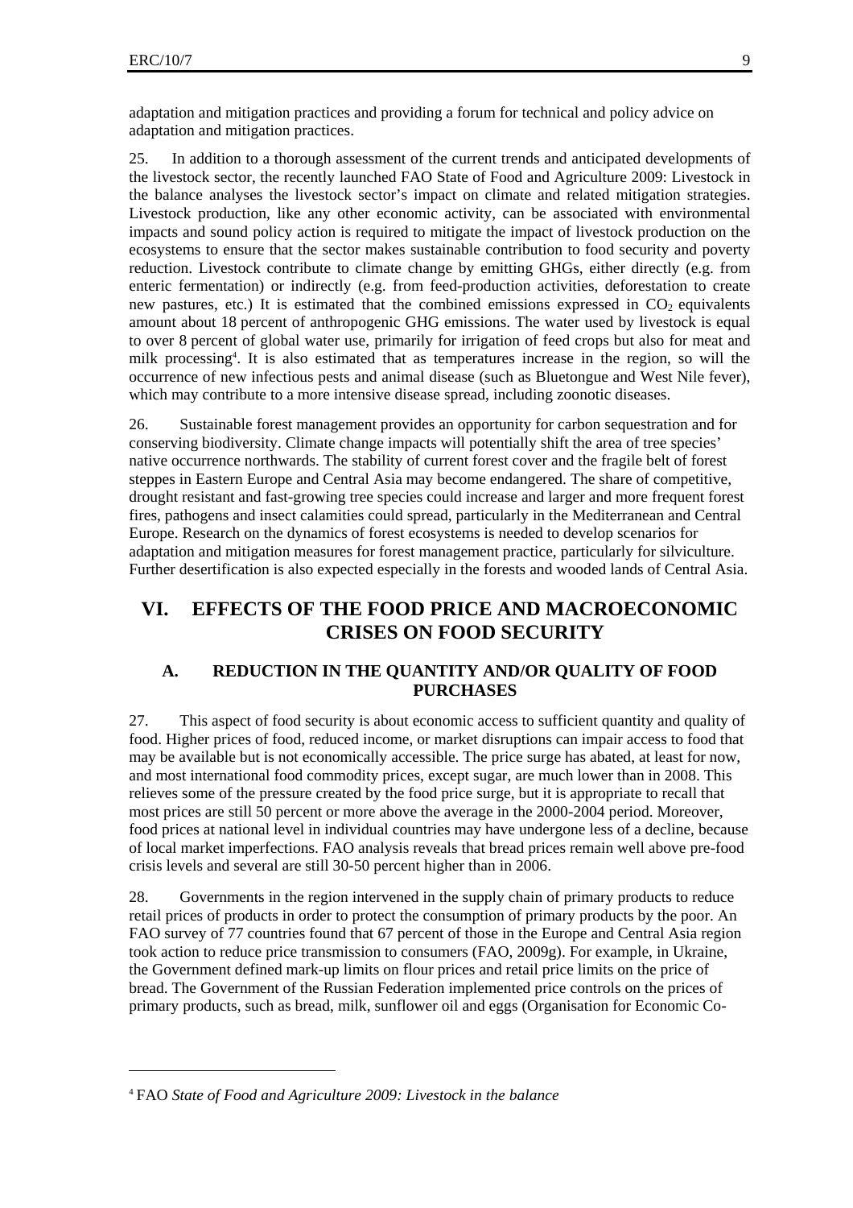adaptation and mitigation practices and providing a forum for technical and policy advice on adaptation and mitigation practices.

25. In addition to a thorough assessment of the current trends and anticipated developments of the livestock sector, the recently launched FAO State of Food and Agriculture 2009: Livestock in the balance analyses the livestock sector's impact on climate and related mitigation strategies. Livestock production, like any other economic activity, can be associated with environmental impacts and sound policy action is required to mitigate the impact of livestock production on the ecosystems to ensure that the sector makes sustainable contribution to food security and poverty reduction. Livestock contribute to climate change by emitting GHGs, either directly (e.g. from enteric fermentation) or indirectly (e.g. from feed-production activities, deforestation to create new pastures, etc.) It is estimated that the combined emissions expressed in $CO_2$ equivalents amount about 18 percent of anthropogenic GHG emissions. The water used by livestock is equal to over 8 percent of global water use, primarily for irrigation of feed crops but also for meat and milk processing[4]. It is also estimated that as temperatures increase in the region, so will the occurrence of new infectious pests and animal disease (such as Bluetongue and West Nile fever), which may contribute to a more intensive disease spread, including zoonotic diseases.

26. Sustainable forest management provides an opportunity for carbon sequestration and for conserving biodiversity. Climate change impacts will potentially shift the area of tree species' native occurrence northwards. The stability of current forest cover and the fragile belt of forest steppes in Eastern Europe and Central Asia may become endangered. The share of competitive, drought resistant and fast-growing tree species could increase and larger and more frequent forest fires, pathogens and insect calamities could spread, particularly in the Mediterranean and Central Europe. Research on the dynamics of forest ecosystems is needed to develop scenarios for adaptation and mitigation measures for forest management practice, particularly for silviculture. Further desertification is also expected especially in the forests and wooded lands of Central Asia.

# VI. EFFECTS OF THE FOOD PRICE AND MACROECONOMIC CRISES ON FOOD SECURITY

## A. REDUCTION IN THE QUANTITY AND/OR QUALITY OF FOOD PURCHASES

27. This aspect of food security is about economic access to sufficient quantity and quality of food. Higher prices of food, reduced income, or market disruptions can impair access to food that may be available but is not economically accessible. The price surge has abated, at least for now, and most international food commodity prices, except sugar, are much lower than in 2008. This relieves some of the pressure created by the food price surge, but it is appropriate to recall that most prices are still 50 percent or more above the average in the 2000-2004 period. Moreover, food prices at national level in individual countries may have undergone less of a decline, because of local market imperfections. FAO analysis reveals that bread prices remain well above pre-food crisis levels and several are still 30-50 percent higher than in 2006.

28. Governments in the region intervened in the supply chain of primary products to reduce retail prices of products in order to protect the consumption of primary products by the poor. An FAO survey of 77 countries found that 67 percent of those in the Europe and Central Asia region took action to reduce price transmission to consumers (FAO, 2009g). For example, in Ukraine, the Government defined mark-up limits on flour prices and retail price limits on the price of bread. The Government of the Russian Federation implemented price controls on the prices of primary products, such as bread, milk, sunflower oil and eggs (Organisation for Economic Co-

[4] FAO *State of Food and Agriculture 2009: Livestock in the balance*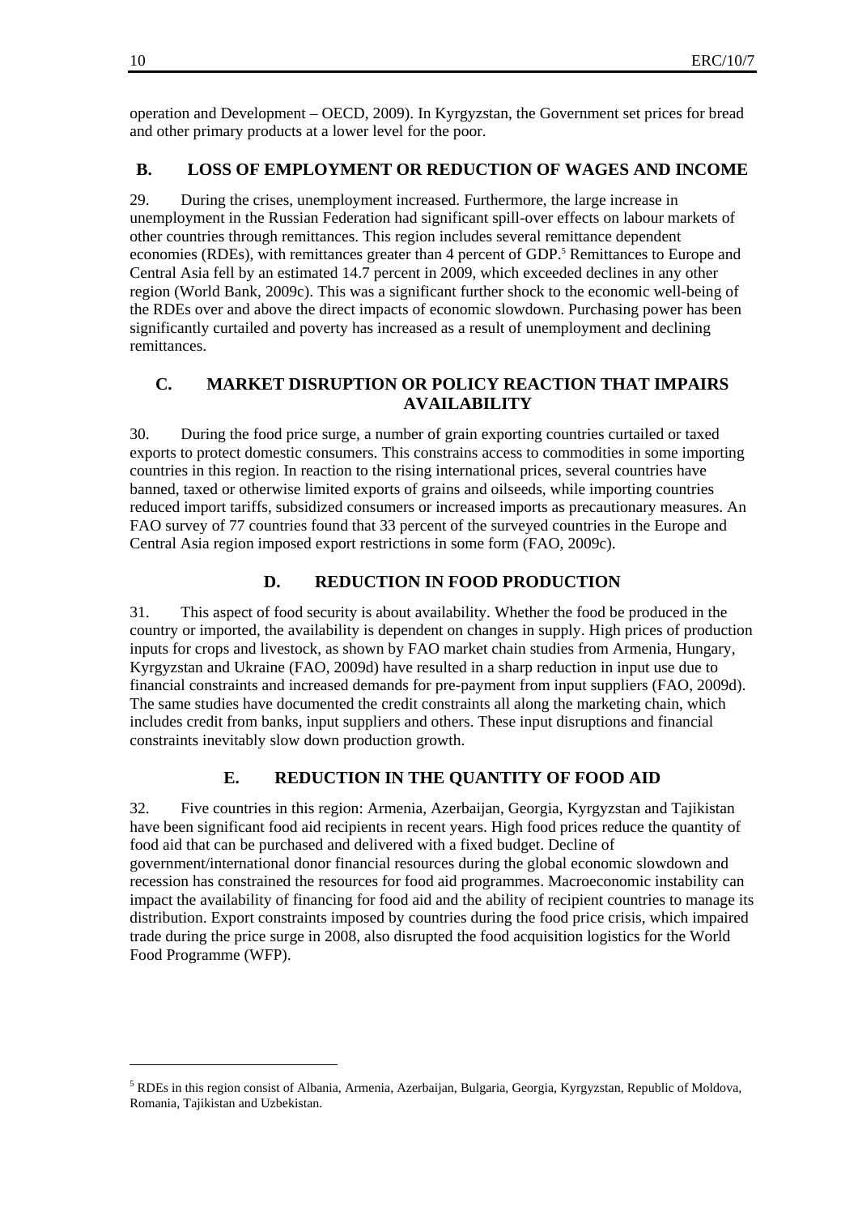operation and Development – OECD, 2009). In Kyrgyzstan, the Government set prices for bread and other primary products at a lower level for the poor.

## B. LOSS OF EMPLOYMENT OR REDUCTION OF WAGES AND INCOME

29. During the crises, unemployment increased. Furthermore, the large increase in unemployment in the Russian Federation had significant spill-over effects on labour markets of other countries through remittances. This region includes several remittance dependent economies (RDEs), with remittances greater than 4 percent of GDP.[5] Remittances to Europe and Central Asia fell by an estimated 14.7 percent in 2009, which exceeded declines in any other region (World Bank, 2009c). This was a significant further shock to the economic well-being of the RDEs over and above the direct impacts of economic slowdown. Purchasing power has been significantly curtailed and poverty has increased as a result of unemployment and declining remittances.

## C. MARKET DISRUPTION OR POLICY REACTION THAT IMPAIRS AVAILABILITY

30. During the food price surge, a number of grain exporting countries curtailed or taxed exports to protect domestic consumers. This constrains access to commodities in some importing countries in this region. In reaction to the rising international prices, several countries have banned, taxed or otherwise limited exports of grains and oilseeds, while importing countries reduced import tariffs, subsidized consumers or increased imports as precautionary measures. An FAO survey of 77 countries found that 33 percent of the surveyed countries in the Europe and Central Asia region imposed export restrictions in some form (FAO, 2009c).

## D. REDUCTION IN FOOD PRODUCTION

31. This aspect of food security is about availability. Whether the food be produced in the country or imported, the availability is dependent on changes in supply. High prices of production inputs for crops and livestock, as shown by FAO market chain studies from Armenia, Hungary, Kyrgyzstan and Ukraine (FAO, 2009d) have resulted in a sharp reduction in input use due to financial constraints and increased demands for pre-payment from input suppliers (FAO, 2009d). The same studies have documented the credit constraints all along the marketing chain, which includes credit from banks, input suppliers and others. These input disruptions and financial constraints inevitably slow down production growth.

## E. REDUCTION IN THE QUANTITY OF FOOD AID

32. Five countries in this region: Armenia, Azerbaijan, Georgia, Kyrgyzstan and Tajikistan have been significant food aid recipients in recent years. High food prices reduce the quantity of food aid that can be purchased and delivered with a fixed budget. Decline of government/international donor financial resources during the global economic slowdown and recession has constrained the resources for food aid programmes. Macroeconomic instability can impact the availability of financing for food aid and the ability of recipient countries to manage its distribution. Export constraints imposed by countries during the food price crisis, which impaired trade during the price surge in 2008, also disrupted the food acquisition logistics for the World Food Programme (WFP).

---

[5] RDEs in this region consist of Albania, Armenia, Azerbaijan, Bulgaria, Georgia, Kyrgyzstan, Republic of Moldova, Romania, Tajikistan and Uzbekistan.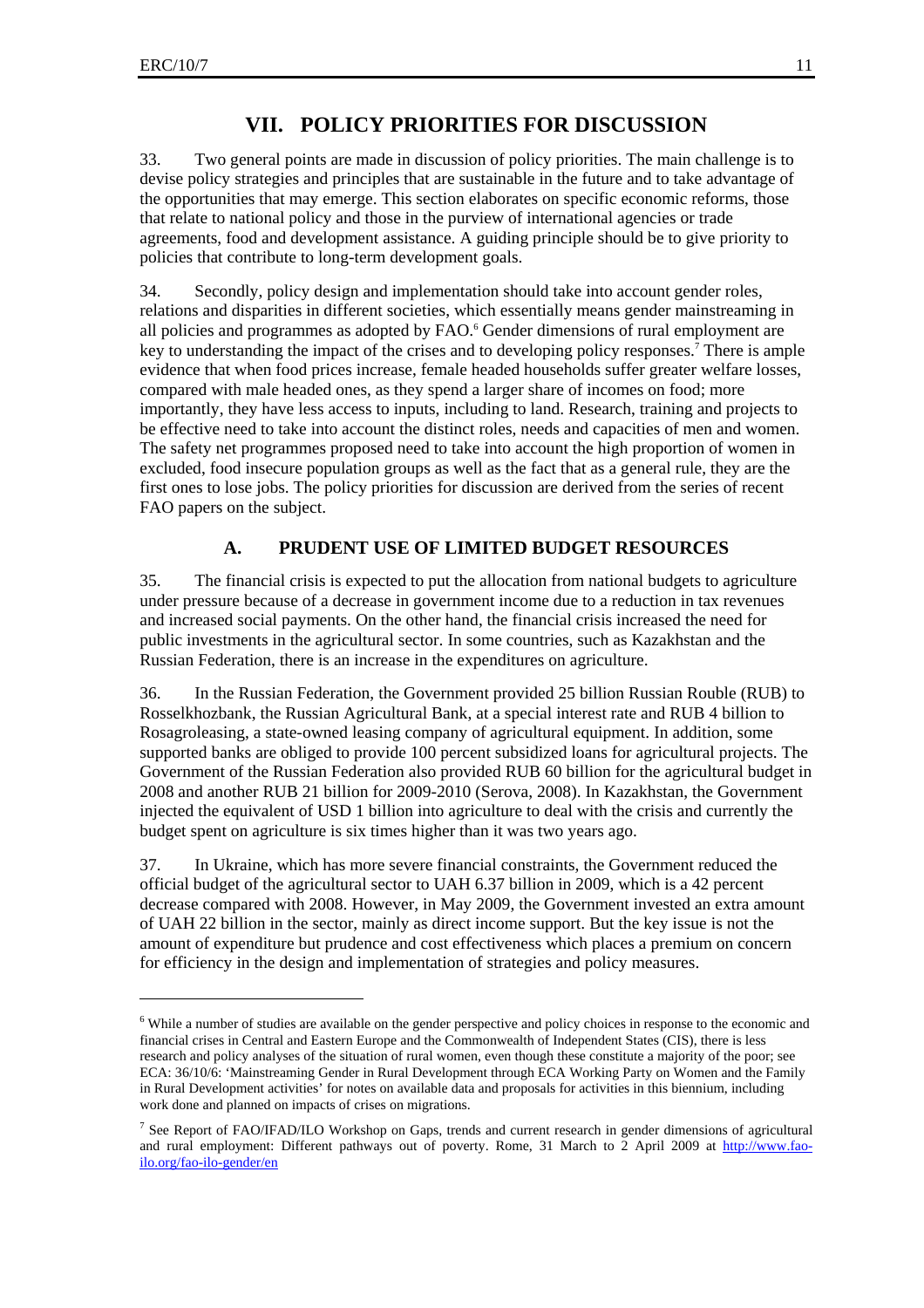# VII. POLICY PRIORITIES FOR DISCUSSION

33. Two general points are made in discussion of policy priorities. The main challenge is to devise policy strategies and principles that are sustainable in the future and to take advantage of the opportunities that may emerge. This section elaborates on specific economic reforms, those that relate to national policy and those in the purview of international agencies or trade agreements, food and development assistance. A guiding principle should be to give priority to policies that contribute to long-term development goals.

34. Secondly, policy design and implementation should take into account gender roles, relations and disparities in different societies, which essentially means gender mainstreaming in all policies and programmes as adopted by FAO.[6] Gender dimensions of rural employment are key to understanding the impact of the crises and to developing policy responses.[7] There is ample evidence that when food prices increase, female headed households suffer greater welfare losses, compared with male headed ones, as they spend a larger share of incomes on food; more importantly, they have less access to inputs, including to land. Research, training and projects to be effective need to take into account the distinct roles, needs and capacities of men and women. The safety net programmes proposed need to take into account the high proportion of women in excluded, food insecure population groups as well as the fact that as a general rule, they are the first ones to lose jobs. The policy priorities for discussion are derived from the series of recent FAO papers on the subject.

## A. PRUDENT USE OF LIMITED BUDGET RESOURCES

35. The financial crisis is expected to put the allocation from national budgets to agriculture under pressure because of a decrease in government income due to a reduction in tax revenues and increased social payments. On the other hand, the financial crisis increased the need for public investments in the agricultural sector. In some countries, such as Kazakhstan and the Russian Federation, there is an increase in the expenditures on agriculture.

36. In the Russian Federation, the Government provided 25 billion Russian Rouble (RUB) to Rosselkhozbank, the Russian Agricultural Bank, at a special interest rate and RUB 4 billion to Rosagroleasing, a state-owned leasing company of agricultural equipment. In addition, some supported banks are obliged to provide 100 percent subsidized loans for agricultural projects. The Government of the Russian Federation also provided RUB 60 billion for the agricultural budget in 2008 and another RUB 21 billion for 2009-2010 (Serova, 2008). In Kazakhstan, the Government injected the equivalent of USD 1 billion into agriculture to deal with the crisis and currently the budget spent on agriculture is six times higher than it was two years ago.

37. In Ukraine, which has more severe financial constraints, the Government reduced the official budget of the agricultural sector to UAH 6.37 billion in 2009, which is a 42 percent decrease compared with 2008. However, in May 2009, the Government invested an extra amount of UAH 22 billion in the sector, mainly as direct income support. But the key issue is not the amount of expenditure but prudence and cost effectiveness which places a premium on concern for efficiency in the design and implementation of strategies and policy measures.

---

[6] While a number of studies are available on the gender perspective and policy choices in response to the economic and financial crises in Central and Eastern Europe and the Commonwealth of Independent States (CIS), there is less research and policy analyses of the situation of rural women, even though these constitute a majority of the poor; see ECA: 36/10/6: 'Mainstreaming Gender in Rural Development through ECA Working Party on Women and the Family in Rural Development activities' for notes on available data and proposals for activities in this biennium, including work done and planned on impacts of crises on migrations.

[7] See Report of FAO/IFAD/ILO Workshop on Gaps, trends and current research in gender dimensions of agricultural and rural employment: Different pathways out of poverty. Rome, 31 March to 2 April 2009 at http://www.fao-ilo.org/fao-ilo-gender/en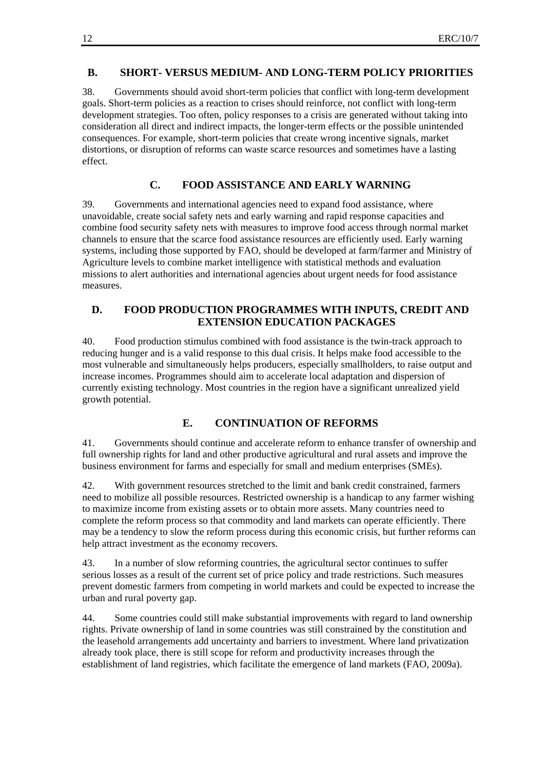## B. SHORT- VERSUS MEDIUM- AND LONG-TERM POLICY PRIORITIES

38. Governments should avoid short-term policies that conflict with long-term development goals. Short-term policies as a reaction to crises should reinforce, not conflict with long-term development strategies. Too often, policy responses to a crisis are generated without taking into consideration all direct and indirect impacts, the longer-term effects or the possible unintended consequences. For example, short-term policies that create wrong incentive signals, market distortions, or disruption of reforms can waste scarce resources and sometimes have a lasting effect.

## C. FOOD ASSISTANCE AND EARLY WARNING

39. Governments and international agencies need to expand food assistance, where unavoidable, create social safety nets and early warning and rapid response capacities and combine food security safety nets with measures to improve food access through normal market channels to ensure that the scarce food assistance resources are efficiently used. Early warning systems, including those supported by FAO, should be developed at farm/farmer and Ministry of Agriculture levels to combine market intelligence with statistical methods and evaluation missions to alert authorities and international agencies about urgent needs for food assistance measures.

## D. FOOD PRODUCTION PROGRAMMES WITH INPUTS, CREDIT AND EXTENSION EDUCATION PACKAGES

40. Food production stimulus combined with food assistance is the twin-track approach to reducing hunger and is a valid response to this dual crisis. It helps make food accessible to the most vulnerable and simultaneously helps producers, especially smallholders, to raise output and increase incomes. Programmes should aim to accelerate local adaptation and dispersion of currently existing technology. Most countries in the region have a significant unrealized yield growth potential.

## E. CONTINUATION OF REFORMS

41. Governments should continue and accelerate reform to enhance transfer of ownership and full ownership rights for land and other productive agricultural and rural assets and improve the business environment for farms and especially for small and medium enterprises (SMEs).

42. With government resources stretched to the limit and bank credit constrained, farmers need to mobilize all possible resources. Restricted ownership is a handicap to any farmer wishing to maximize income from existing assets or to obtain more assets. Many countries need to complete the reform process so that commodity and land markets can operate efficiently. There may be a tendency to slow the reform process during this economic crisis, but further reforms can help attract investment as the economy recovers.

43. In a number of slow reforming countries, the agricultural sector continues to suffer serious losses as a result of the current set of price policy and trade restrictions. Such measures prevent domestic farmers from competing in world markets and could be expected to increase the urban and rural poverty gap.

44. Some countries could still make substantial improvements with regard to land ownership rights. Private ownership of land in some countries was still constrained by the constitution and the leasehold arrangements add uncertainty and barriers to investment. Where land privatization already took place, there is still scope for reform and productivity increases through the establishment of land registries, which facilitate the emergence of land markets (FAO, 2009a).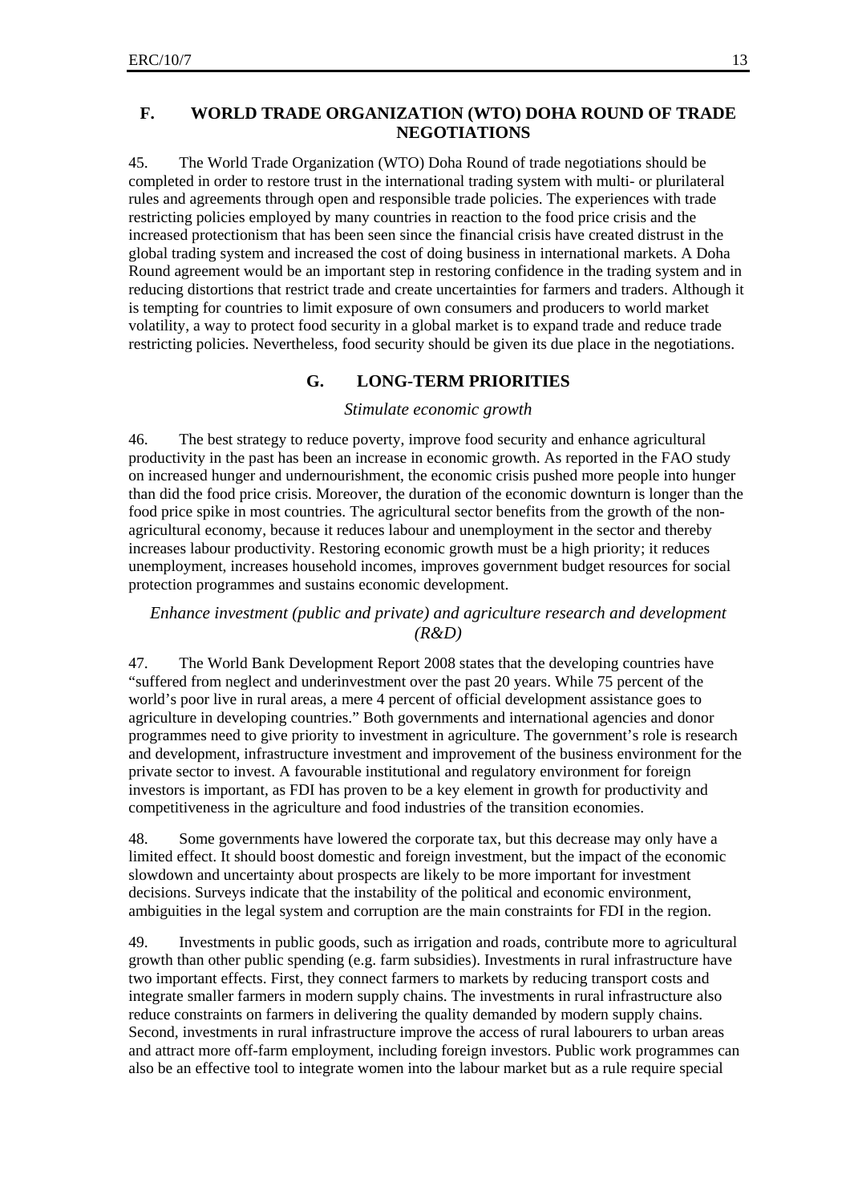## F. WORLD TRADE ORGANIZATION (WTO) DOHA ROUND OF TRADE NEGOTIATIONS

45. The World Trade Organization (WTO) Doha Round of trade negotiations should be completed in order to restore trust in the international trading system with multi- or plurilateral rules and agreements through open and responsible trade policies. The experiences with trade restricting policies employed by many countries in reaction to the food price crisis and the increased protectionism that has been seen since the financial crisis have created distrust in the global trading system and increased the cost of doing business in international markets. A Doha Round agreement would be an important step in restoring confidence in the trading system and in reducing distortions that restrict trade and create uncertainties for farmers and traders. Although it is tempting for countries to limit exposure of own consumers and producers to world market volatility, a way to protect food security in a global market is to expand trade and reduce trade restricting policies. Nevertheless, food security should be given its due place in the negotiations.

## G. LONG-TERM PRIORITIES

### *Stimulate economic growth*

46. The best strategy to reduce poverty, improve food security and enhance agricultural productivity in the past has been an increase in economic growth. As reported in the FAO study on increased hunger and undernourishment, the economic crisis pushed more people into hunger than did the food price crisis. Moreover, the duration of the economic downturn is longer than the food price spike in most countries. The agricultural sector benefits from the growth of the non-agricultural economy, because it reduces labour and unemployment in the sector and thereby increases labour productivity. Restoring economic growth must be a high priority; it reduces unemployment, increases household incomes, improves government budget resources for social protection programmes and sustains economic development.

### *Enhance investment (public and private) and agriculture research and development (R&D)*

47. The World Bank Development Report 2008 states that the developing countries have "suffered from neglect and underinvestment over the past 20 years. While 75 percent of the world's poor live in rural areas, a mere 4 percent of official development assistance goes to agriculture in developing countries." Both governments and international agencies and donor programmes need to give priority to investment in agriculture. The government's role is research and development, infrastructure investment and improvement of the business environment for the private sector to invest. A favourable institutional and regulatory environment for foreign investors is important, as FDI has proven to be a key element in growth for productivity and competitiveness in the agriculture and food industries of the transition economies.

48. Some governments have lowered the corporate tax, but this decrease may only have a limited effect. It should boost domestic and foreign investment, but the impact of the economic slowdown and uncertainty about prospects are likely to be more important for investment decisions. Surveys indicate that the instability of the political and economic environment, ambiguities in the legal system and corruption are the main constraints for FDI in the region.

49. Investments in public goods, such as irrigation and roads, contribute more to agricultural growth than other public spending (e.g. farm subsidies). Investments in rural infrastructure have two important effects. First, they connect farmers to markets by reducing transport costs and integrate smaller farmers in modern supply chains. The investments in rural infrastructure also reduce constraints on farmers in delivering the quality demanded by modern supply chains. Second, investments in rural infrastructure improve the access of rural labourers to urban areas and attract more off-farm employment, including foreign investors. Public work programmes can also be an effective tool to integrate women into the labour market but as a rule require special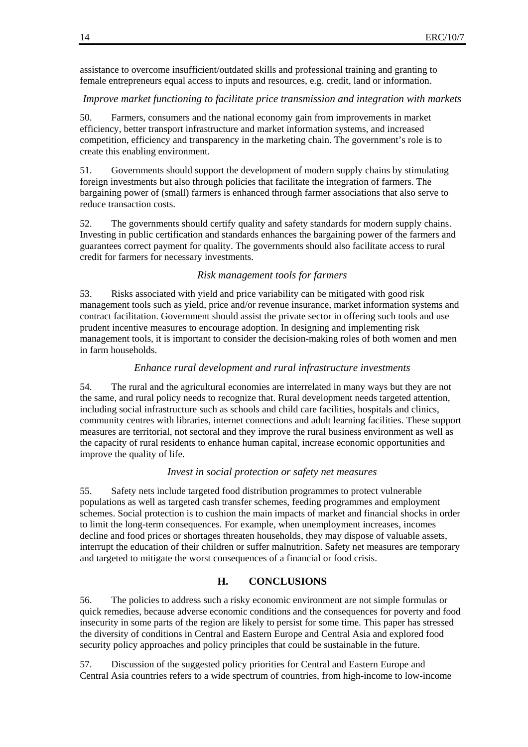assistance to overcome insufficient/outdated skills and professional training and granting to female entrepreneurs equal access to inputs and resources, e.g. credit, land or information.

*Improve market functioning to facilitate price transmission and integration with markets*

50. Farmers, consumers and the national economy gain from improvements in market efficiency, better transport infrastructure and market information systems, and increased competition, efficiency and transparency in the marketing chain. The government's role is to create this enabling environment.

51. Governments should support the development of modern supply chains by stimulating foreign investments but also through policies that facilitate the integration of farmers. The bargaining power of (small) farmers is enhanced through farmer associations that also serve to reduce transaction costs.

52. The governments should certify quality and safety standards for modern supply chains. Investing in public certification and standards enhances the bargaining power of the farmers and guarantees correct payment for quality. The governments should also facilitate access to rural credit for farmers for necessary investments.

*Risk management tools for farmers*

53. Risks associated with yield and price variability can be mitigated with good risk management tools such as yield, price and/or revenue insurance, market information systems and contract facilitation. Government should assist the private sector in offering such tools and use prudent incentive measures to encourage adoption. In designing and implementing risk management tools, it is important to consider the decision-making roles of both women and men in farm households.

*Enhance rural development and rural infrastructure investments*

54. The rural and the agricultural economies are interrelated in many ways but they are not the same, and rural policy needs to recognize that. Rural development needs targeted attention, including social infrastructure such as schools and child care facilities, hospitals and clinics, community centres with libraries, internet connections and adult learning facilities. These support measures are territorial, not sectoral and they improve the rural business environment as well as the capacity of rural residents to enhance human capital, increase economic opportunities and improve the quality of life.

*Invest in social protection or safety net measures*

55. Safety nets include targeted food distribution programmes to protect vulnerable populations as well as targeted cash transfer schemes, feeding programmes and employment schemes. Social protection is to cushion the main impacts of market and financial shocks in order to limit the long-term consequences. For example, when unemployment increases, incomes decline and food prices or shortages threaten households, they may dispose of valuable assets, interrupt the education of their children or suffer malnutrition. Safety net measures are temporary and targeted to mitigate the worst consequences of a financial or food crisis.

## H. CONCLUSIONS

56. The policies to address such a risky economic environment are not simple formulas or quick remedies, because adverse economic conditions and the consequences for poverty and food insecurity in some parts of the region are likely to persist for some time. This paper has stressed the diversity of conditions in Central and Eastern Europe and Central Asia and explored food security policy approaches and policy principles that could be sustainable in the future.

57. Discussion of the suggested policy priorities for Central and Eastern Europe and Central Asia countries refers to a wide spectrum of countries, from high-income to low-income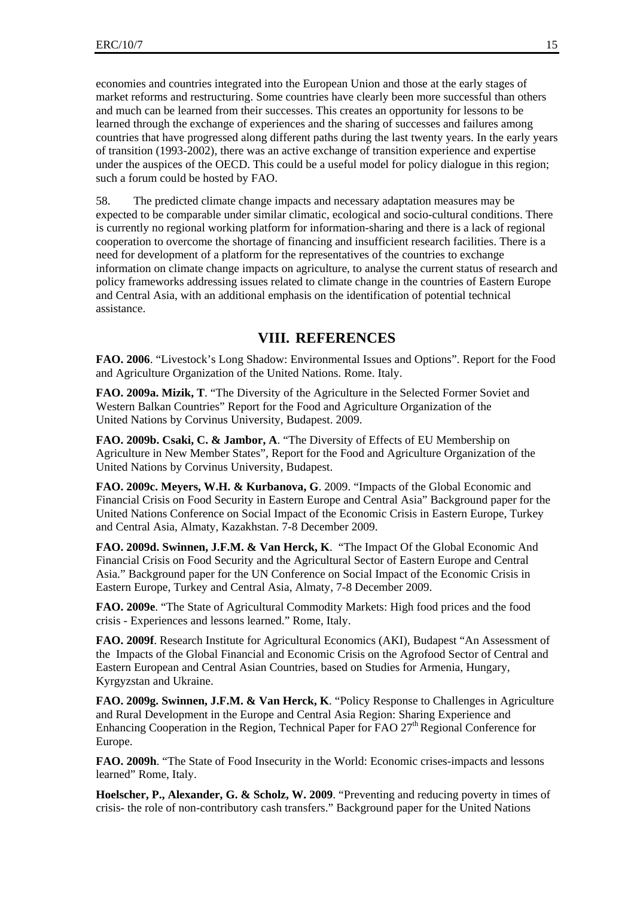economies and countries integrated into the European Union and those at the early stages of market reforms and restructuring. Some countries have clearly been more successful than others and much can be learned from their successes. This creates an opportunity for lessons to be learned through the exchange of experiences and the sharing of successes and failures among countries that have progressed along different paths during the last twenty years. In the early years of transition (1993-2002), there was an active exchange of transition experience and expertise under the auspices of the OECD. This could be a useful model for policy dialogue in this region; such a forum could be hosted by FAO.

58. The predicted climate change impacts and necessary adaptation measures may be expected to be comparable under similar climatic, ecological and socio-cultural conditions. There is currently no regional working platform for information-sharing and there is a lack of regional cooperation to overcome the shortage of financing and insufficient research facilities. There is a need for development of a platform for the representatives of the countries to exchange information on climate change impacts on agriculture, to analyse the current status of research and policy frameworks addressing issues related to climate change in the countries of Eastern Europe and Central Asia, with an additional emphasis on the identification of potential technical assistance.

## VIII. REFERENCES

**FAO. 2006**. "Livestock's Long Shadow: Environmental Issues and Options". Report for the Food and Agriculture Organization of the United Nations. Rome. Italy.

**FAO. 2009a. Mizik, T**. "The Diversity of the Agriculture in the Selected Former Soviet and Western Balkan Countries" Report for the Food and Agriculture Organization of the United Nations by Corvinus University, Budapest. 2009.

**FAO. 2009b. Csaki, C. & Jambor, A**. "The Diversity of Effects of EU Membership on Agriculture in New Member States", Report for the Food and Agriculture Organization of the United Nations by Corvinus University, Budapest.

**FAO. 2009c. Meyers, W.H. & Kurbanova, G**. 2009. "Impacts of the Global Economic and Financial Crisis on Food Security in Eastern Europe and Central Asia" Background paper for the United Nations Conference on Social Impact of the Economic Crisis in Eastern Europe, Turkey and Central Asia, Almaty, Kazakhstan. 7-8 December 2009.

**FAO. 2009d. Swinnen, J.F.M. & Van Herck, K**. "The Impact Of the Global Economic And Financial Crisis on Food Security and the Agricultural Sector of Eastern Europe and Central Asia." Background paper for the UN Conference on Social Impact of the Economic Crisis in Eastern Europe, Turkey and Central Asia, Almaty, 7-8 December 2009.

**FAO. 2009e**. "The State of Agricultural Commodity Markets: High food prices and the food crisis - Experiences and lessons learned." Rome, Italy.

**FAO. 2009f**. Research Institute for Agricultural Economics (AKI), Budapest "An Assessment of the Impacts of the Global Financial and Economic Crisis on the Agrofood Sector of Central and Eastern European and Central Asian Countries, based on Studies for Armenia, Hungary, Kyrgyzstan and Ukraine.

**FAO. 2009g. Swinnen, J.F.M. & Van Herck, K**. "Policy Response to Challenges in Agriculture and Rural Development in the Europe and Central Asia Region: Sharing Experience and Enhancing Cooperation in the Region, Technical Paper for FAO 27th Regional Conference for Europe.

**FAO. 2009h**. "The State of Food Insecurity in the World: Economic crises-impacts and lessons learned" Rome, Italy.

**Hoelscher, P., Alexander, G. & Scholz, W. 2009**. "Preventing and reducing poverty in times of crisis- the role of non-contributory cash transfers." Background paper for the United Nations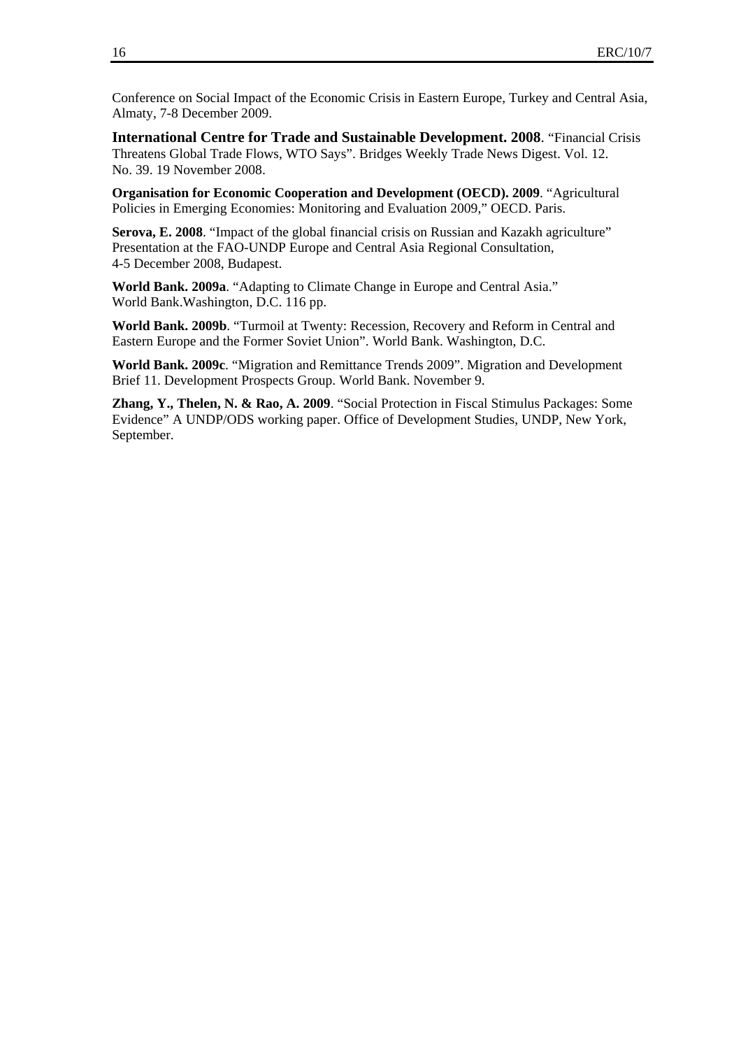Conference on Social Impact of the Economic Crisis in Eastern Europe, Turkey and Central Asia, Almaty, 7-8 December 2009.

**International Centre for Trade and Sustainable Development. 2008**. "Financial Crisis Threatens Global Trade Flows, WTO Says". Bridges Weekly Trade News Digest. Vol. 12. No. 39. 19 November 2008.

**Organisation for Economic Cooperation and Development (OECD). 2009**. "Agricultural Policies in Emerging Economies: Monitoring and Evaluation 2009," OECD. Paris.

**Serova, E. 2008**. "Impact of the global financial crisis on Russian and Kazakh agriculture" Presentation at the FAO-UNDP Europe and Central Asia Regional Consultation, 4-5 December 2008, Budapest.

**World Bank. 2009a**. "Adapting to Climate Change in Europe and Central Asia." World Bank.Washington, D.C. 116 pp.

**World Bank. 2009b**. "Turmoil at Twenty: Recession, Recovery and Reform in Central and Eastern Europe and the Former Soviet Union". World Bank. Washington, D.C.

**World Bank. 2009c**. "Migration and Remittance Trends 2009". Migration and Development Brief 11. Development Prospects Group. World Bank. November 9.

**Zhang, Y., Thelen, N. & Rao, A. 2009**. "Social Protection in Fiscal Stimulus Packages: Some Evidence" A UNDP/ODS working paper. Office of Development Studies, UNDP, New York, September.